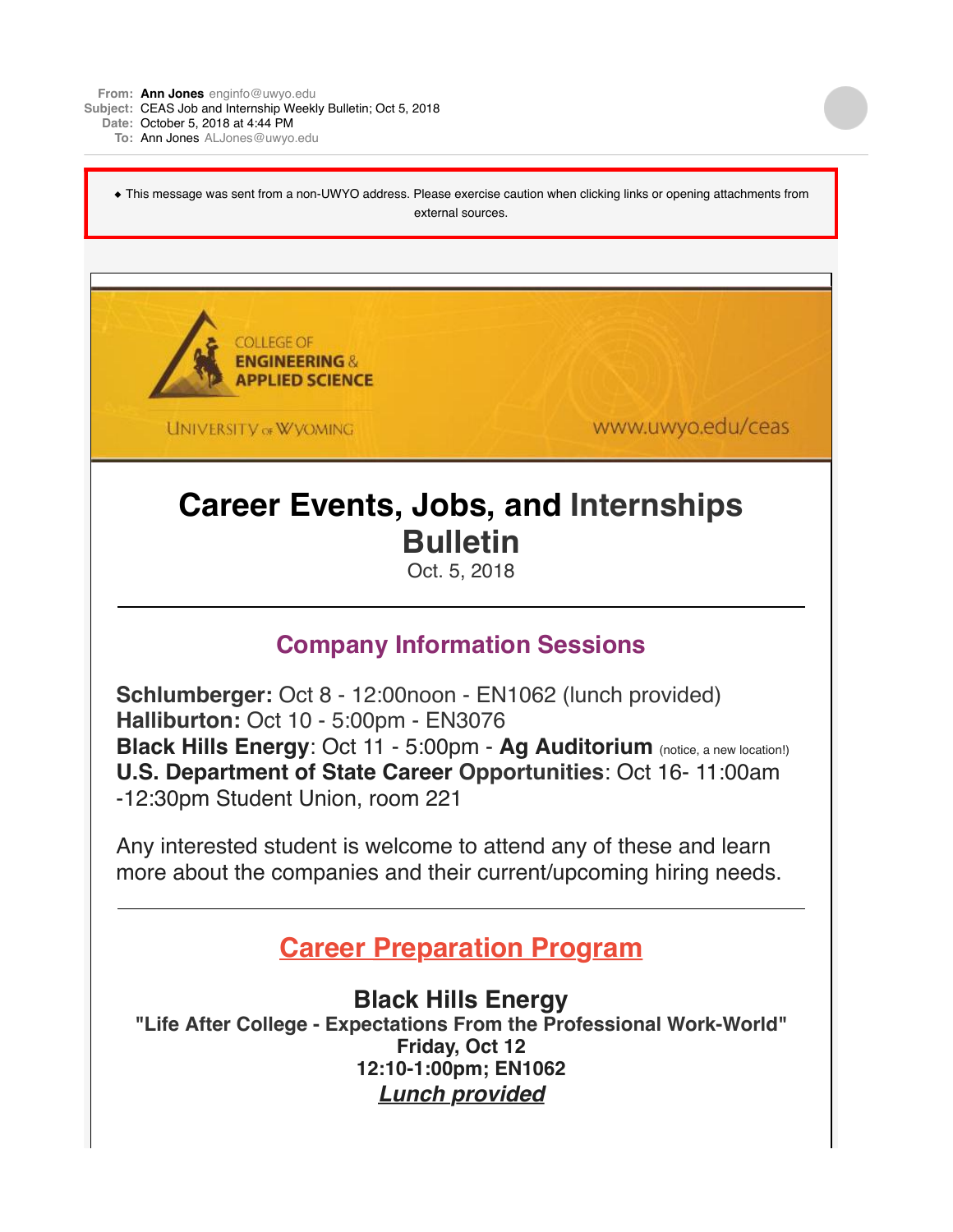**From:** Ann Jones enginfo@uwyo.edu
**Subject:** CEAS Job and Internship Weekly Bulletin; Oct 5, 2018
**Date:** October 5, 2018 at 4:44 PM
**To:** Ann Jones ALJones@uwyo.edu

◆ This message was sent from a non-UWYO address. Please exercise caution when clicking links or opening attachments from external sources.

COLLEGE OF ENGINEERING & APPLIED SCIENCE
UNIVERSITY OF WYOMING
www.uwyo.edu/ceas

# Career Events, Jobs, and Internships Bulletin

Oct. 5, 2018

---

## Company Information Sessions

**Schlumberger:** Oct 8 - 12:00noon - EN1062 (lunch provided)
**Halliburton:** Oct 10 - 5:00pm - EN3076
**Black Hills Energy**: Oct 11 - 5:00pm - **Ag Auditorium** (notice, a new location!)
**U.S. Department of State Career Opportunities**: Oct 16- 11:00am -12:30pm Student Union, room 221

Any interested student is welcome to attend any of these and learn more about the companies and their current/upcoming hiring needs.

---

## Career Preparation Program

**Black Hills Energy**
**"Life After College - Expectations From the Professional Work-World"**
**Friday, Oct 12**
**12:10-1:00pm; EN1062**
***Lunch provided***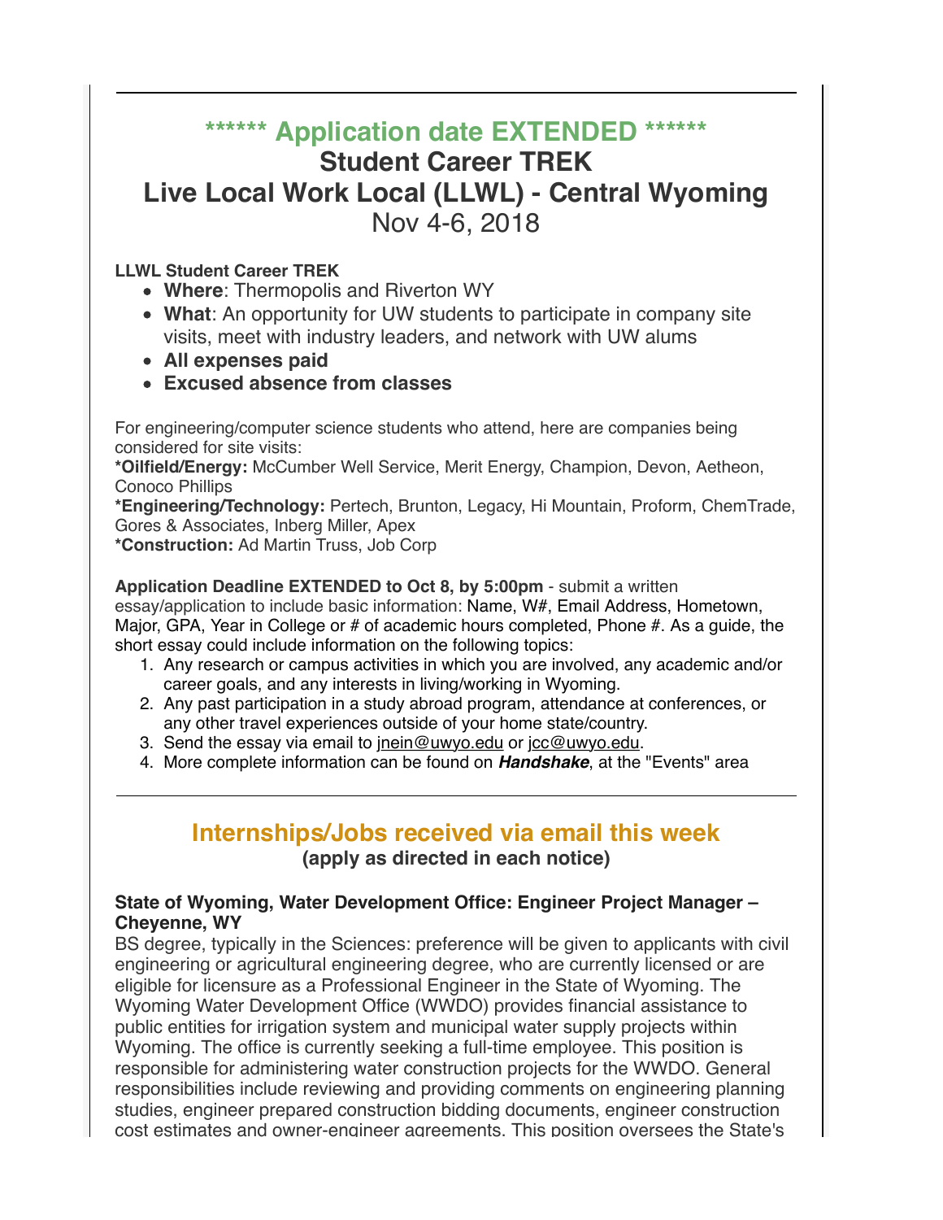## ****** Application date EXTENDED ******

## Student Career TREK

## Live Local Work Local (LLWL) - Central Wyoming

Nov 4-6, 2018

**LLWL Student Career TREK**

- **Where**: Thermopolis and Riverton WY
- **What**: An opportunity for UW students to participate in company site visits, meet with industry leaders, and network with UW alums
- **All expenses paid**
- **Excused absence from classes**

For engineering/computer science students who attend, here are companies being considered for site visits:
**\*Oilfield/Energy:** McCumber Well Service, Merit Energy, Champion, Devon, Aetheon, Conoco Phillips
**\*Engineering/Technology:** Pertech, Brunton, Legacy, Hi Mountain, Proform, ChemTrade, Gores & Associates, Inberg Miller, Apex
**\*Construction:** Ad Martin Truss, Job Corp

**Application Deadline EXTENDED to Oct 8, by 5:00pm** - submit a written essay/application to include basic information: Name, W#, Email Address, Hometown, Major, GPA, Year in College or # of academic hours completed, Phone #. As a guide, the short essay could include information on the following topics:

1. Any research or campus activities in which you are involved, any academic and/or career goals, and any interests in living/working in Wyoming.
2. Any past participation in a study abroad program, attendance at conferences, or any other travel experiences outside of your home state/country.
3. Send the essay via email to jnein@uwyo.edu or jcc@uwyo.edu.
4. More complete information can be found on ***Handshake***, at the "Events" area

---

## Internships/Jobs received via email this week

**(apply as directed in each notice)**

### State of Wyoming, Water Development Office: Engineer Project Manager – Cheyenne, WY

BS degree, typically in the Sciences: preference will be given to applicants with civil engineering or agricultural engineering degree, who are currently licensed or are eligible for licensure as a Professional Engineer in the State of Wyoming. The Wyoming Water Development Office (WWDO) provides financial assistance to public entities for irrigation system and municipal water supply projects within Wyoming. The office is currently seeking a full-time employee. This position is responsible for administering water construction projects for the WWDO. General responsibilities include reviewing and providing comments on engineering planning studies, engineer prepared construction bidding documents, engineer construction cost estimates and owner-engineer agreements. This position oversees the State's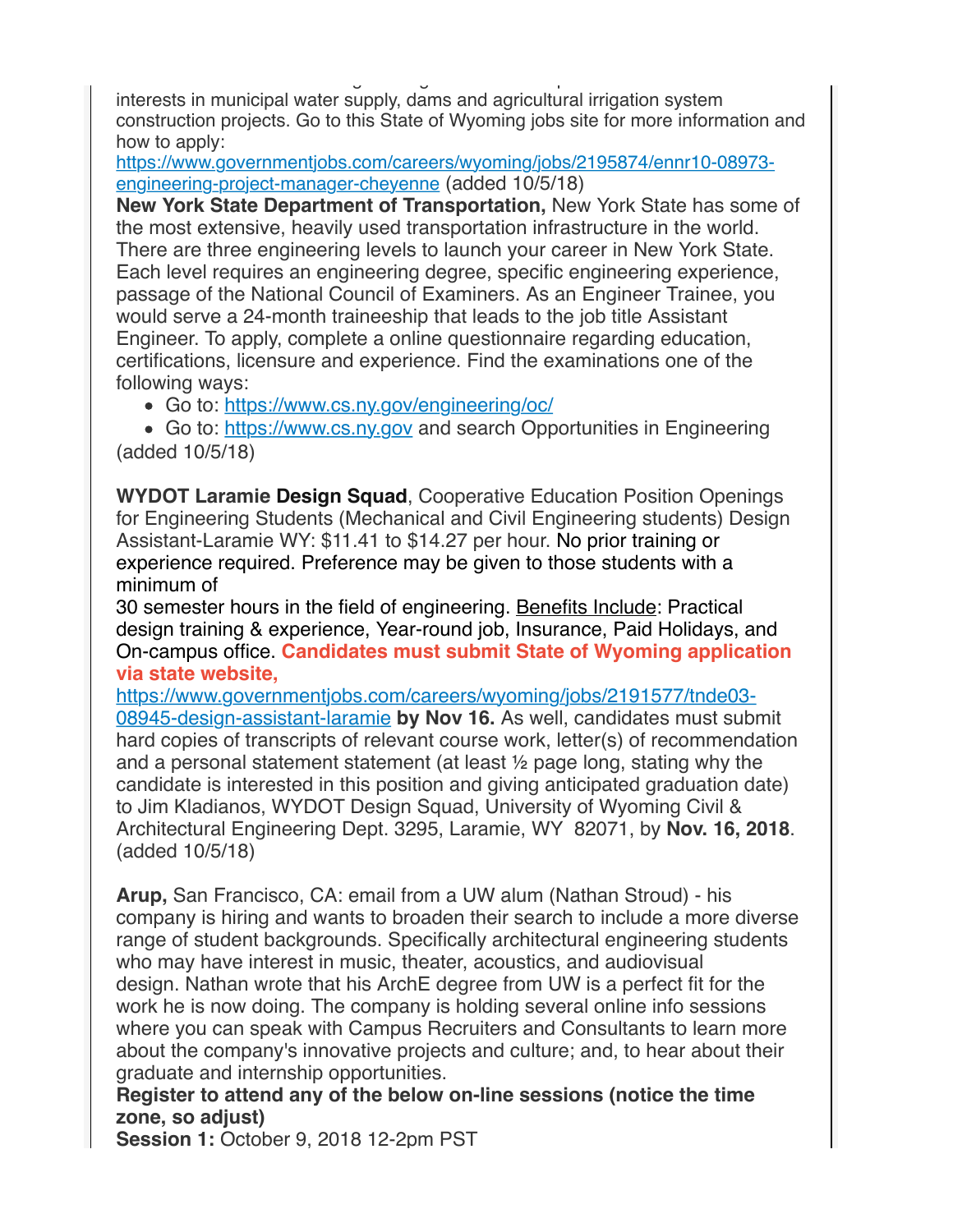interests in municipal water supply, dams and agricultural irrigation system construction projects. Go to this State of Wyoming jobs site for more information and how to apply: [https://www.governmentjobs.com/careers/wyoming/jobs/2195874/ennr10-08973-engineering-project-manager-cheyenne](https://www.governmentjobs.com/careers/wyoming/jobs/2195874/ennr10-08973-engineering-project-manager-cheyenne) (added 10/5/18)

**New York State Department of Transportation,** New York State has some of the most extensive, heavily used transportation infrastructure in the world. There are three engineering levels to launch your career in New York State. Each level requires an engineering degree, specific engineering experience, passage of the National Council of Examiners. As an Engineer Trainee, you would serve a 24-month traineeship that leads to the job title Assistant Engineer. To apply, complete a online questionnaire regarding education, certifications, licensure and experience. Find the examinations one of the following ways:

- Go to: [https://www.cs.ny.gov/engineering/oc/](https://www.cs.ny.gov/engineering/oc/)
- Go to: [https://www.cs.ny.gov](https://www.cs.ny.gov) and search Opportunities in Engineering

(added 10/5/18)

**WYDOT Laramie Design Squad**, Cooperative Education Position Openings for Engineering Students (Mechanical and Civil Engineering students) Design Assistant-Laramie WY: $11.41 to $14.27 per hour. No prior training or experience required. Preference may be given to those students with a minimum of
30 semester hours in the field of engineering. Benefits Include: Practical design training & experience, Year-round job, Insurance, Paid Holidays, and On-campus office. **Candidates must submit State of Wyoming application via state website,** [https://www.governmentjobs.com/careers/wyoming/jobs/2191577/tnde03-08945-design-assistant-laramie](https://www.governmentjobs.com/careers/wyoming/jobs/2191577/tnde03-08945-design-assistant-laramie) **by Nov 16.** As well, candidates must submit hard copies of transcripts of relevant course work, letter(s) of recommendation and a personal statement statement (at least ½ page long, stating why the candidate is interested in this position and giving anticipated graduation date) to Jim Kladianos, WYDOT Design Squad, University of Wyoming Civil & Architectural Engineering Dept. 3295, Laramie, WY 82071, by **Nov. 16, 2018**. (added 10/5/18)

**Arup,** San Francisco, CA: email from a UW alum (Nathan Stroud) - his company is hiring and wants to broaden their search to include a more diverse range of student backgrounds. Specifically architectural engineering students who may have interest in music, theater, acoustics, and audiovisual design. Nathan wrote that his ArchE degree from UW is a perfect fit for the work he is now doing. The company is holding several online info sessions where you can speak with Campus Recruiters and Consultants to learn more about the company's innovative projects and culture; and, to hear about their graduate and internship opportunities.

**Register to attend any of the below on-line sessions (notice the time zone, so adjust)**

**Session 1:** October 9, 2018 12-2pm PST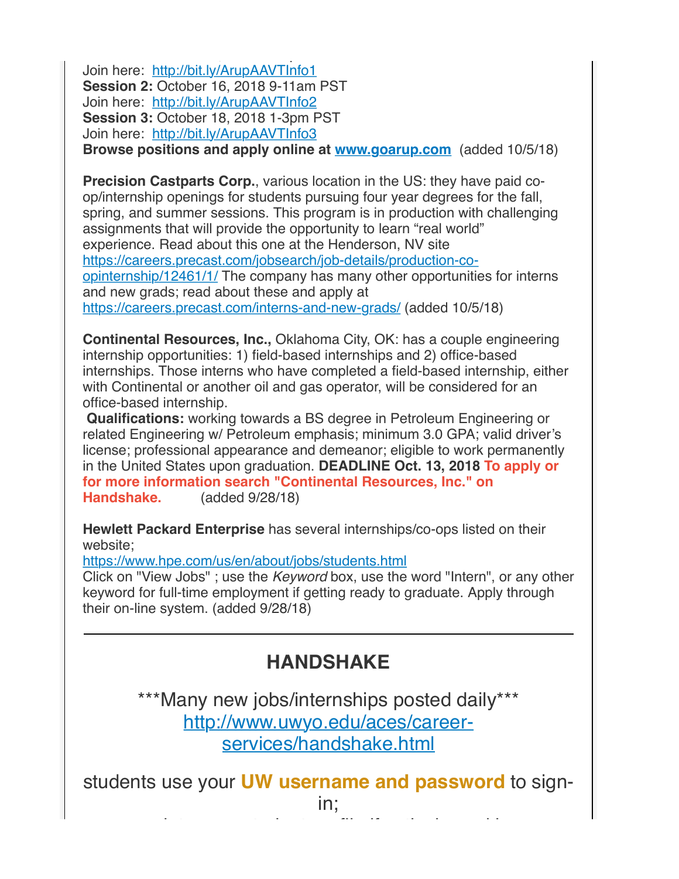Join here: http://bit.ly/ArupAAVTInfo1
**Session 2:** October 16, 2018 9-11am PST
Join here: http://bit.ly/ArupAAVTInfo2
**Session 3:** October 18, 2018 1-3pm PST
Join here: http://bit.ly/ArupAAVTInfo3
**Browse positions and apply online at www.goarup.com** (added 10/5/18)

**Precision Castparts Corp.**, various location in the US: they have paid co-op/internship openings for students pursuing four year degrees for the fall, spring, and summer sessions. This program is in production with challenging assignments that will provide the opportunity to learn "real world" experience. Read about this one at the Henderson, NV site https://careers.precast.com/jobsearch/job-details/production-co-opinternship/12461/1/ The company has many other opportunities for interns and new grads; read about these and apply at https://careers.precast.com/interns-and-new-grads/ (added 10/5/18)

**Continental Resources, Inc.,** Oklahoma City, OK: has a couple engineering internship opportunities: 1) field-based internships and 2) office-based internships. Those interns who have completed a field-based internship, either with Continental or another oil and gas operator, will be considered for an office-based internship.
**Qualifications:** working towards a BS degree in Petroleum Engineering or related Engineering w/ Petroleum emphasis; minimum 3.0 GPA; valid driver's license; professional appearance and demeanor; eligible to work permanently in the United States upon graduation. **DEADLINE Oct. 13, 2018** **To apply or for more information search "Continental Resources, Inc." on Handshake.** (added 9/28/18)

**Hewlett Packard Enterprise** has several internships/co-ops listed on their website;
https://www.hpe.com/us/en/about/jobs/students.html
Click on "View Jobs" ; use the *Keyword* box, use the word "Intern", or any other keyword for full-time employment if getting ready to graduate. Apply through their on-line system. (added 9/28/18)

---

## HANDSHAKE

***Many new jobs/internships posted daily***
http://www.uwyo.edu/aces/career-services/handshake.html

students use your **UW username and password** to sign-in;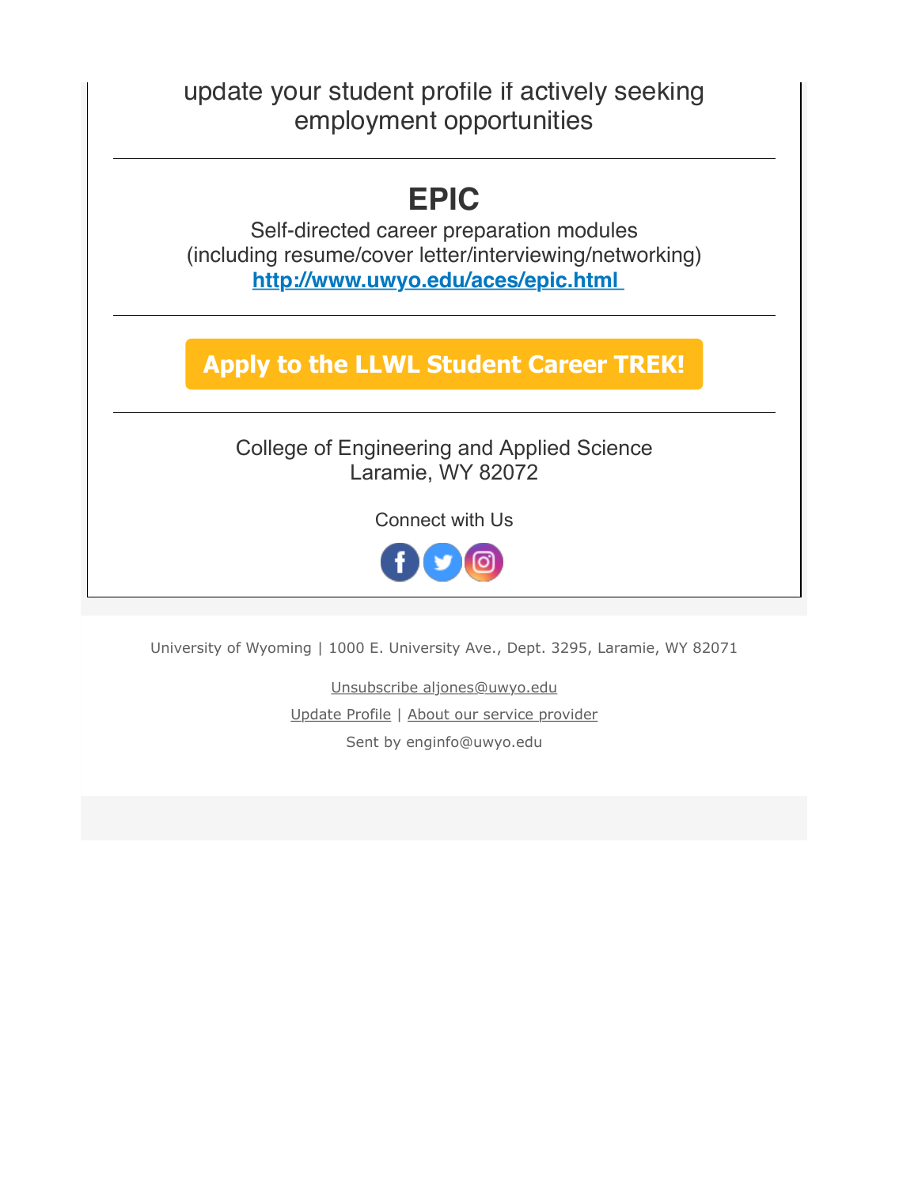update your student profile if actively seeking employment opportunities

---

## EPIC

Self-directed career preparation modules
(including resume/cover letter/interviewing/networking)
**http://www.uwyo.edu/aces/epic.html**

---

**Apply to the LLWL Student Career TREK!**

---

College of Engineering and Applied Science
Laramie, WY 82072

Connect with Us

University of Wyoming | 1000 E. University Ave., Dept. 3295, Laramie, WY 82071

Unsubscribe aljones@uwyo.edu

Update Profile | About our service provider

Sent by enginfo@uwyo.edu